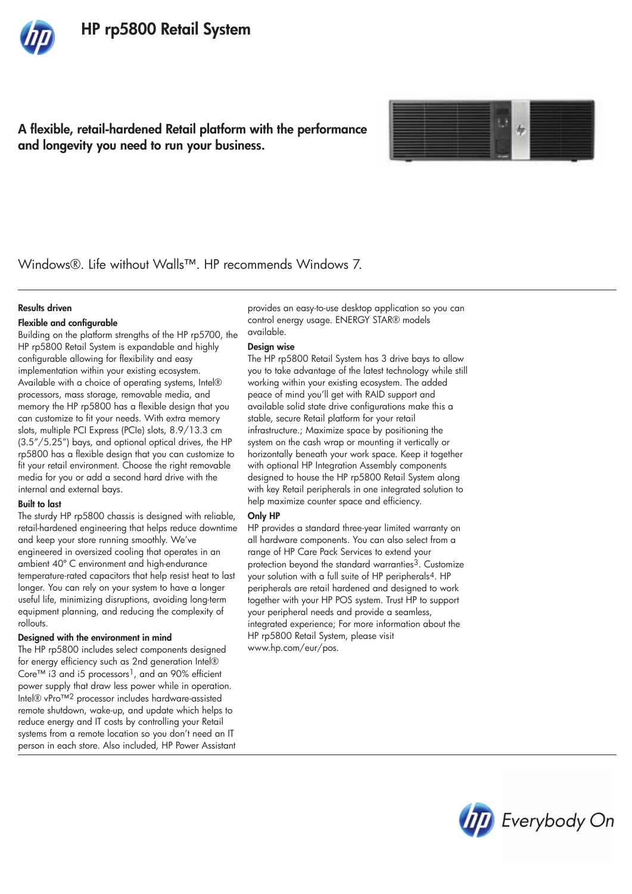# HP rp5800 Retail System

## A flexible, retail-hardened Retail platform with the performance and longevity you need to run your business.

Windows®. Life without Walls™. HP recommends Windows 7.

### Results driven

**Flexible and configurable**

Building on the platform strengths of the HP rp5700, the HP rp5800 Retail System is expandable and highly configurable allowing for flexibility and easy implementation within your existing ecosystem. Available with a choice of operating systems, Intel® processors, mass storage, removable media, and memory the HP rp5800 has a flexible design that you can customize to fit your needs. With extra memory slots, multiple PCI Express (PCIe) slots, 8.9/13.3 cm (3.5"/5.25") bays, and optional optical drives, the HP rp5800 has a flexible design that you can customize to fit your retail environment. Choose the right removable media for you or add a second hard drive with the internal and external bays.

**Built to last**

The sturdy HP rp5800 chassis is designed with reliable, retail-hardened engineering that helps reduce downtime and keep your store running smoothly. We've engineered in oversized cooling that operates in an ambient 40° C environment and high-endurance temperature-rated capacitors that help resist heat to last longer. You can rely on your system to have a longer useful life, minimizing disruptions, avoiding long-term equipment planning, and reducing the complexity of rollouts.

**Designed with the environment in mind**

The HP rp5800 includes select components designed for energy efficiency such as 2nd generation Intel® Core™ i3 and i5 processors[1], and an 90% efficient power supply that draw less power while in operation. Intel® vPro™[2] processor includes hardware-assisted remote shutdown, wake-up, and update which helps to reduce energy and IT costs by controlling your Retail systems from a remote location so you don't need an IT person in each store. Also included, HP Power Assistant provides an easy-to-use desktop application so you can control energy usage. ENERGY STAR® models available.

**Design wise**

The HP rp5800 Retail System has 3 drive bays to allow you to take advantage of the latest technology while still working within your existing ecosystem. The added peace of mind you'll get with RAID support and available solid state drive configurations make this a stable, secure Retail platform for your retail infrastructure.; Maximize space by positioning the system on the cash wrap or mounting it vertically or horizontally beneath your work space. Keep it together with optional HP Integration Assembly components designed to house the HP rp5800 Retail System along with key Retail peripherals in one integrated solution to help maximize counter space and efficiency.

**Only HP**

HP provides a standard three-year limited warranty on all hardware components. You can also select from a range of HP Care Pack Services to extend your protection beyond the standard warranties[3]. Customize your solution with a full suite of HP peripherals[4]. HP peripherals are retail hardened and designed to work together with your HP POS system. Trust HP to support your peripheral needs and provide a seamless, integrated experience; For more information about the HP rp5800 Retail System, please visit www.hp.com/eur/pos.

Everybody On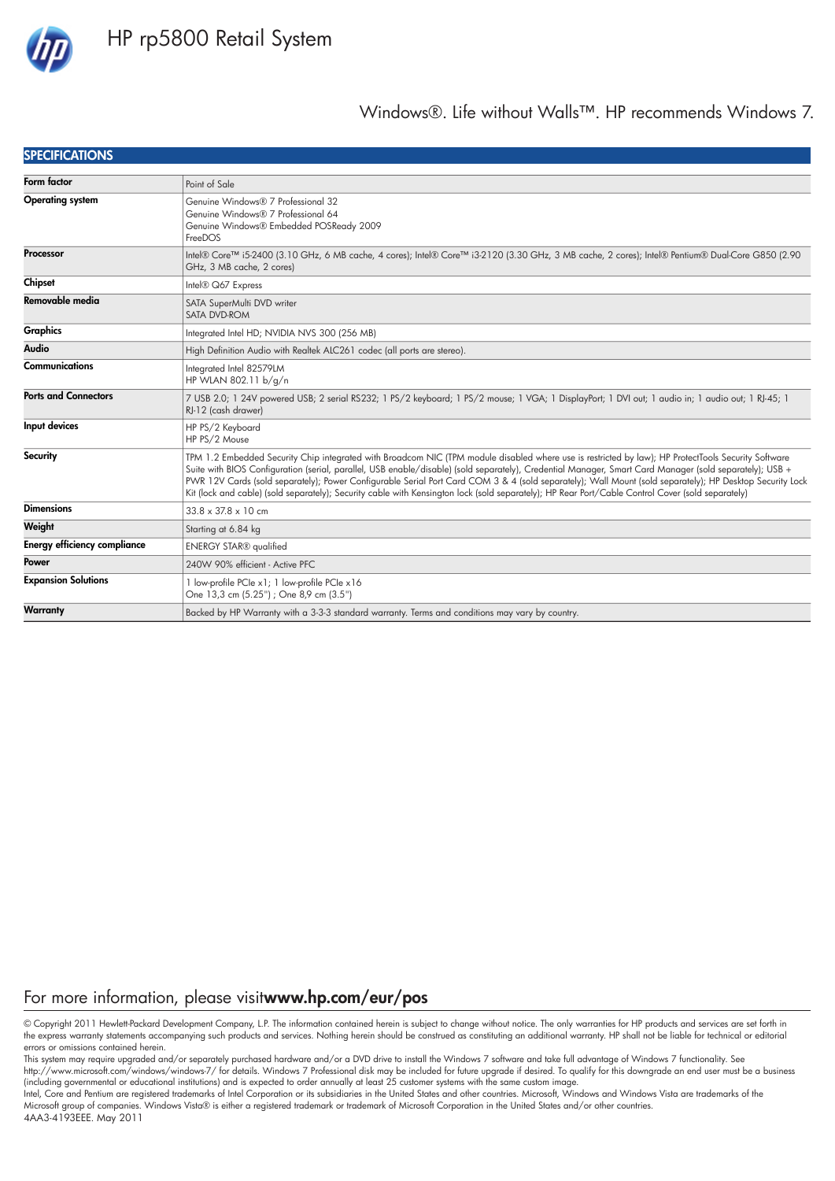# HP rp5800 Retail System

Windows®. Life without Walls™. HP recommends Windows 7.

## SPECIFICATIONS

| | |
|---|---|
| **Form factor** | Point of Sale |
| **Operating system** | Genuine Windows® 7 Professional 32<br>Genuine Windows® 7 Professional 64<br>Genuine Windows® Embedded POSReady 2009<br>FreeDOS |
| **Processor** | Intel® Core™ i5-2400 (3.10 GHz, 6 MB cache, 4 cores); Intel® Core™ i3-2120 (3.30 GHz, 3 MB cache, 2 cores); Intel® Pentium® Dual-Core G850 (2.90 GHz, 3 MB cache, 2 cores) |
| **Chipset** | Intel® Q67 Express |
| **Removable media** | SATA SuperMulti DVD writer<br>SATA DVD-ROM |
| **Graphics** | Integrated Intel HD; NVIDIA NVS 300 (256 MB) |
| **Audio** | High Definition Audio with Realtek ALC261 codec (all ports are stereo). |
| **Communications** | Integrated Intel 82579LM<br>HP WLAN 802.11 b/g/n |
| **Ports and Connectors** | 7 USB 2.0; 1 24V powered USB; 2 serial RS232; 1 PS/2 keyboard; 1 PS/2 mouse; 1 VGA; 1 DisplayPort; 1 DVI out; 1 audio in; 1 audio out; 1 RJ-45; 1 RJ-12 (cash drawer) |
| **Input devices** | HP PS/2 Keyboard<br>HP PS/2 Mouse |
| **Security** | TPM 1.2 Embedded Security Chip integrated with Broadcom NIC (TPM module disabled where use is restricted by law); HP ProtectTools Security Software Suite with BIOS Configuration (serial, parallel, USB enable/disable) (sold separately), Credential Manager, Smart Card Manager (sold separately); USB + PWR 12V Cards (sold separately); Power Configurable Serial Port Card COM 3 & 4 (sold separately); Wall Mount (sold separately); HP Desktop Security Lock Kit (lock and cable) (sold separately); Security cable with Kensington lock (sold separately); HP Rear Port/Cable Control Cover (sold separately) |
| **Dimensions** | 33.8 x 37.8 x 10 cm |
| **Weight** | Starting at 6.84 kg |
| **Energy efficiency compliance** | ENERGY STAR® qualified |
| **Power** | 240W 90% efficient - Active PFC |
| **Expansion Solutions** | 1 low-profile PCIe x1; 1 low-profile PCIe x16<br>One 13,3 cm (5.25") ; One 8,9 cm (3.5") |
| **Warranty** | Backed by HP Warranty with a 3-3-3 standard warranty. Terms and conditions may vary by country. |

For more information, please visit**www.hp.com/eur/pos**

© Copyright 2011 Hewlett-Packard Development Company, L.P. The information contained herein is subject to change without notice. The only warranties for HP products and services are set forth in the express warranty statements accompanying such products and services. Nothing herein should be construed as constituting an additional warranty. HP shall not be liable for technical or editorial errors or omissions contained herein.
This system may require upgraded and/or separately purchased hardware and/or a DVD drive to install the Windows 7 software and take full advantage of Windows 7 functionality. See http://www.microsoft.com/windows/windows-7/ for details. Windows 7 Professional disk may be included for future upgrade if desired. To qualify for this downgrade an end user must be a business (including governmental or educational institutions) and is expected to order annually at least 25 customer systems with the same custom image.
Intel, Core and Pentium are registered trademarks of Intel Corporation or its subsidiaries in the United States and other countries. Microsoft, Windows and Windows Vista are trademarks of the Microsoft group of companies. Windows Vista® is either a registered trademark or trademark of Microsoft Corporation in the United States and/or other countries.
4AA3-4193EEE. May 2011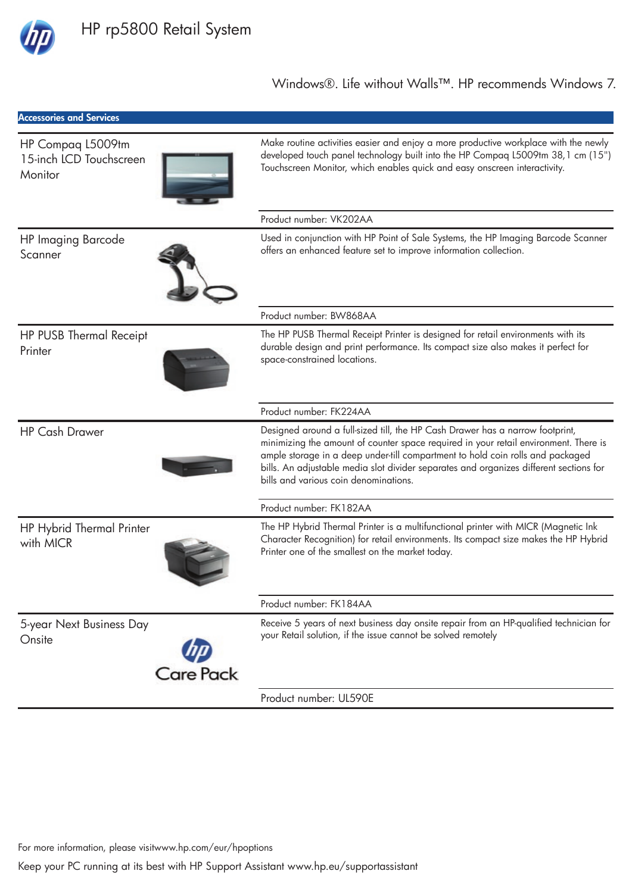# HP rp5800 Retail System

Windows®. Life without Walls™. HP recommends Windows 7.

## Accessories and Services

| | |
|---|---|
| HP Compaq L5009tm 15-inch LCD Touchscreen Monitor | Make routine activities easier and enjoy a more productive workplace with the newly developed touch panel technology built into the HP Compaq L5009tm 38,1 cm (15") Touchscreen Monitor, which enables quick and easy onscreen interactivity.<br><br>Product number: VK202AA |
| HP Imaging Barcode Scanner | Used in conjunction with HP Point of Sale Systems, the HP Imaging Barcode Scanner offers an enhanced feature set to improve information collection.<br><br>Product number: BW868AA |
| HP PUSB Thermal Receipt Printer | The HP PUSB Thermal Receipt Printer is designed for retail environments with its durable design and print performance. Its compact size also makes it perfect for space-constrained locations.<br><br>Product number: FK224AA |
| HP Cash Drawer | Designed around a full-sized till, the HP Cash Drawer has a narrow footprint, minimizing the amount of counter space required in your retail environment. There is ample storage in a deep under-till compartment to hold coin rolls and packaged bills. An adjustable media slot divider separates and organizes different sections for bills and various coin denominations.<br><br>Product number: FK182AA |
| HP Hybrid Thermal Printer with MICR | The HP Hybrid Thermal Printer is a multifunctional printer with MICR (Magnetic Ink Character Recognition) for retail environments. Its compact size makes the HP Hybrid Printer one of the smallest on the market today.<br><br>Product number: FK184AA |
| 5-year Next Business Day Onsite | Receive 5 years of next business day onsite repair from an HP-qualified technician for your Retail solution, if the issue cannot be solved remotely<br><br>Product number: UL590E |

For more information, please visitwww.hp.com/eur/hpoptions

Keep your PC running at its best with HP Support Assistant www.hp.eu/supportassistant